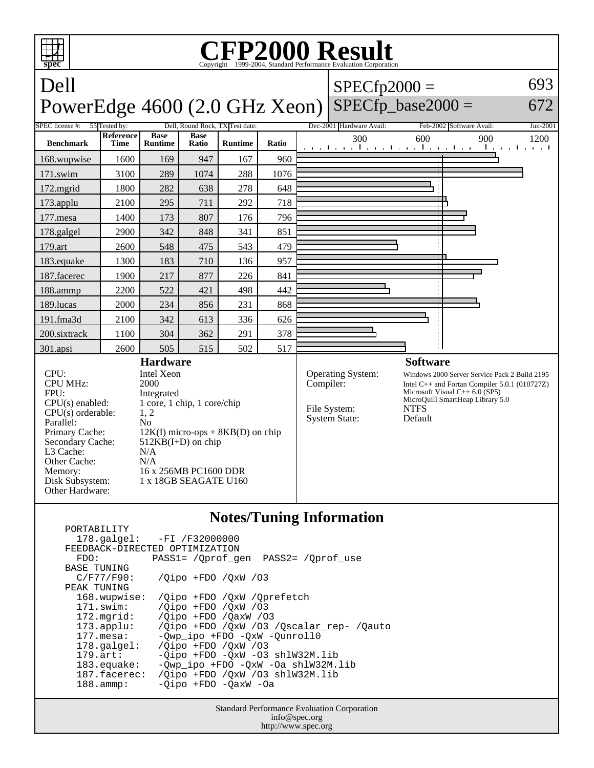# CFP2000 Result

Copyright 1999-2004, Standard Performance Evaluation Corporation

## Dell
## PowerEdge 4600 (2.0 GHz Xeon)

SPECfp2000 = 693
SPECfp_base2000 = 672

SPEC license #: 55 | Tested by: Dell, Round Rock, TX | Test date: Dec-2001 | Hardware Avail: Feb-2002 | Software Avail: Jun-2001

| Benchmark | Reference Time | Base Runtime | Base Ratio | Runtime | Ratio |
|---|---|---|---|---|---|
| 168.wupwise | 1600 | 169 | 947 | 167 | 960 |
| 171.swim | 3100 | 289 | 1074 | 288 | 1076 |
| 172.mgrid | 1800 | 282 | 638 | 278 | 648 |
| 173.applu | 2100 | 295 | 711 | 292 | 718 |
| 177.mesa | 1400 | 173 | 807 | 176 | 796 |
| 178.galgel | 2900 | 342 | 848 | 341 | 851 |
| 179.art | 2600 | 548 | 475 | 543 | 479 |
| 183.equake | 1300 | 183 | 710 | 136 | 957 |
| 187.facerec | 1900 | 217 | 877 | 226 | 841 |
| 188.ammp | 2200 | 522 | 421 | 498 | 442 |
| 189.lucas | 2000 | 234 | 856 | 231 | 868 |
| 191.fma3d | 2100 | 342 | 613 | 336 | 626 |
| 200.sixtrack | 1100 | 304 | 362 | 291 | 378 |
| 301.apsi | 2600 | 505 | 515 | 502 | 517 |

### Hardware

| | |
|---|---|
| CPU: | Intel Xeon |
| CPU MHz: | 2000 |
| FPU: | Integrated |
| CPU(s) enabled: | 1 core, 1 chip, 1 core/chip |
| CPU(s) orderable: | 1, 2 |
| Parallel: | No |
| Primary Cache: | 12K(I) micro-ops + 8KB(D) on chip |
| Secondary Cache: | 512KB(I+D) on chip |
| L3 Cache: | N/A |
| Other Cache: | N/A |
| Memory: | 16 x 256MB PC1600 DDR |
| Disk Subsystem: | 1 x 18GB SEAGATE U160 |
| Other Hardware: | |

### Software

| | |
|---|---|
| Operating System: | Windows 2000 Server Service Pack 2 Build 2195 |
| Compiler: | Intel C++ and Fortan Compiler 5.0.1 (010727Z)<br>Microsoft Visual C++ 6.0 (SP5)<br>MicroQuill SmartHeap Library 5.0 |
| File System: | NTFS |
| System State: | Default |

## Notes/Tuning Information

```
PORTABILITY
  178.galgel:   -FI /F32000000
FEEDBACK-DIRECTED OPTIMIZATION
  FDO:         PASS1= /Qprof_gen  PASS2= /Qprof_use
BASE TUNING
  C/F77/F90:    /Qipo +FDO /QxW /O3
PEAK TUNING
  168.wupwise:  /Qipo +FDO /QxW /Qprefetch
  171.swim:     /Qipo +FDO /QxW /O3
  172.mgrid:    /Qipo +FDO /QaxW /O3
  173.applu:    /Qipo +FDO /QxW /O3 /Qscalar_rep- /Qauto
  177.mesa:     -Qwp_ipo +FDO -QxW -Qunroll0
  178.galgel:   /Qipo +FDO /QxW /O3
  179.art:      -Qipo +FDO -QxW -O3 shlW32M.lib
  183.equake:   -Qwp_ipo +FDO -QxW -Oa shlW32M.lib
  187.facerec:  /Qipo +FDO /QxW /O3 shlW32M.lib
  188.ammp:     -Qipo +FDO -QaxW -Oa
```

Standard Performance Evaluation Corporation
info@spec.org
http://www.spec.org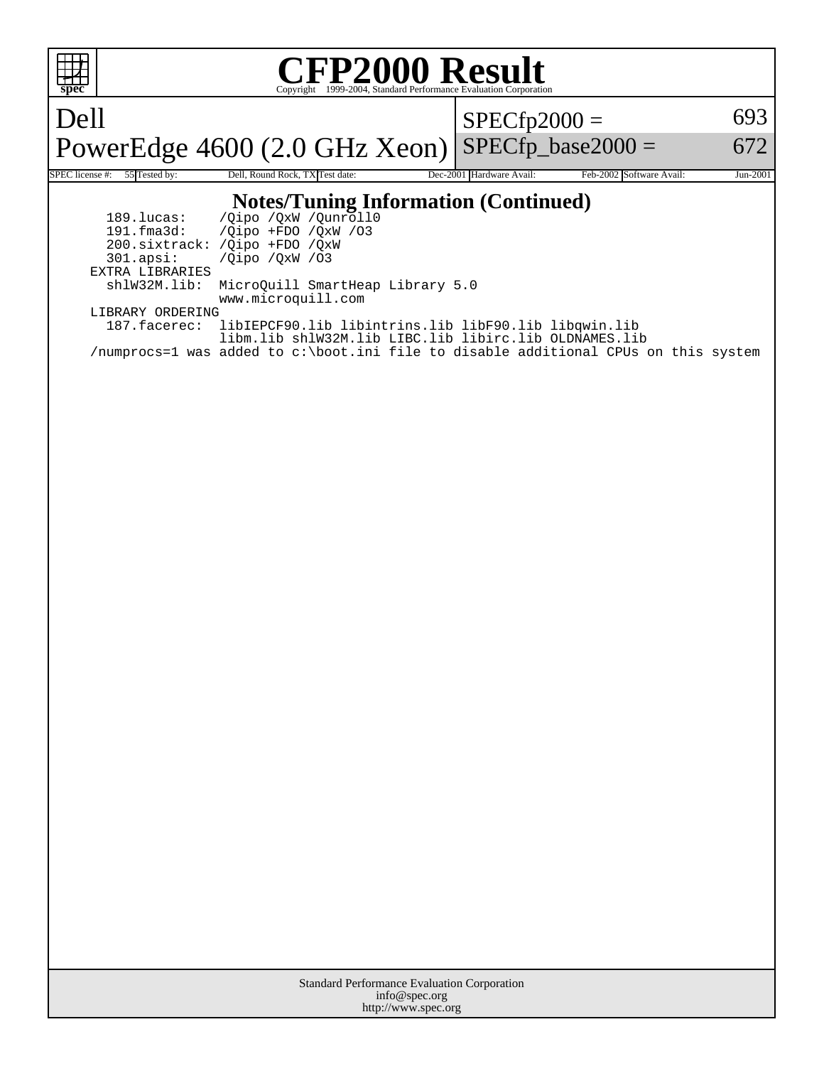# CFP2000 Result

Copyright 1999-2004, Standard Performance Evaluation Corporation

Dell
PowerEdge 4600 (2.0 GHz Xeon)

SPECfp2000 = 693
SPECfp_base2000 = 672

| SPEC license #: | 55 | Tested by: | Dell, Round Rock, TX | Test date: | Dec-2001 | Hardware Avail: | Feb-2002 | Software Avail: | Jun-2001 |
|---|---|---|---|---|---|---|---|---|---|

## Notes/Tuning Information (Continued)

```
   189.lucas:    /Qipo /QxW /Qunroll0
   191.fma3d:    /Qipo +FDO /QxW /O3
   200.sixtrack: /Qipo +FDO /QxW
   301.apsi:     /Qipo /QxW /O3
 EXTRA LIBRARIES
   shlW32M.lib:  MicroQuill SmartHeap Library 5.0
                 www.microquill.com
 LIBRARY ORDERING
   187.facerec:  libIEPCF90.lib libintrins.lib libF90.lib libqwin.lib
                 libm.lib shlW32M.lib LIBC.lib libirc.lib OLDNAMES.lib
 /numprocs=1 was added to c:\boot.ini file to disable additional CPUs on this system
```

Standard Performance Evaluation Corporation
info@spec.org
http://www.spec.org